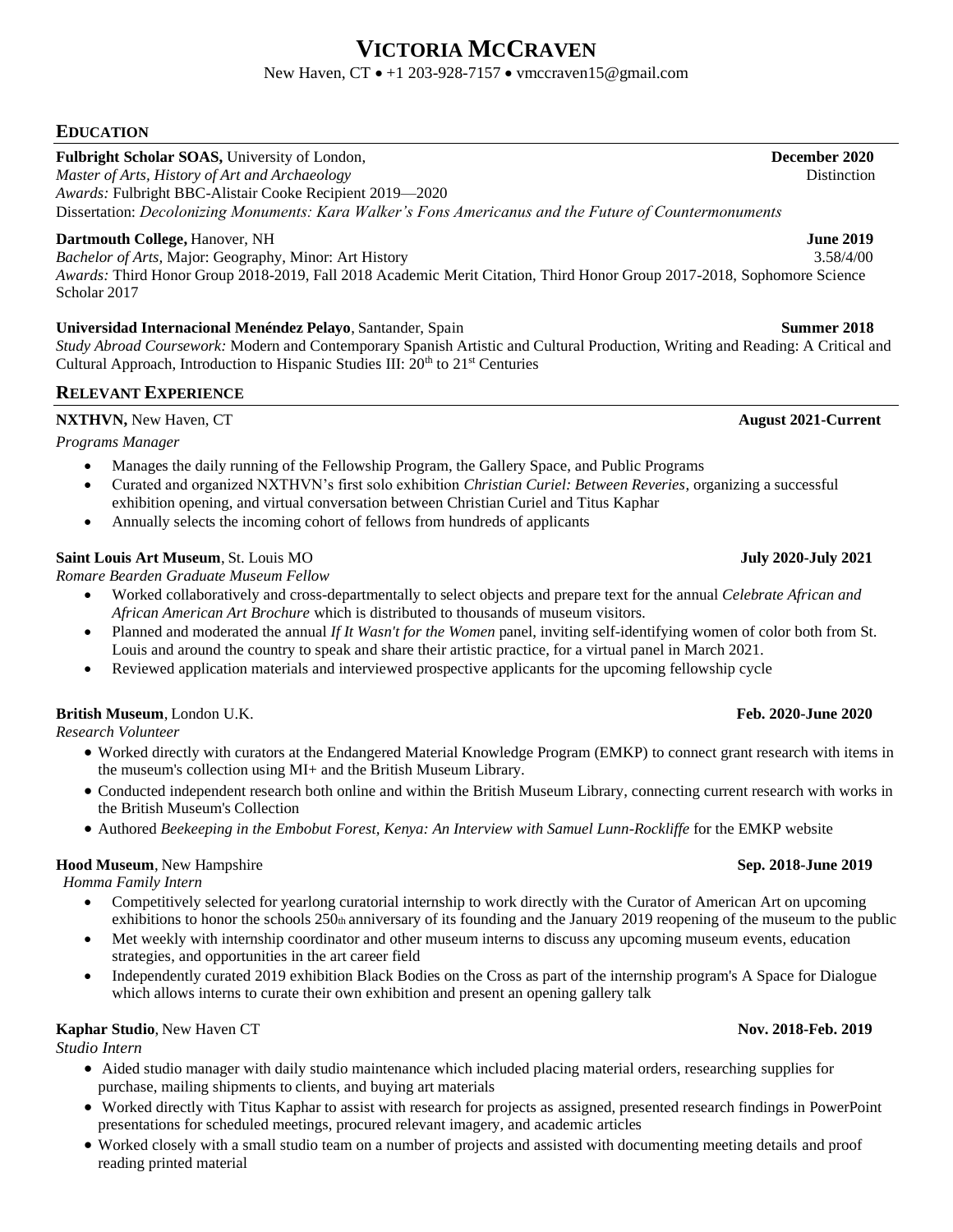# VICTORIA MCCRAVEN

New Haven, CT • +1 203-928-7157 • vmccraven15@gmail.com

## EDUCATION

**Fulbright Scholar SOAS,** University of London, **December 2020**
*Master of Arts, History of Art and Archaeology* Distinction
*Awards:* Fulbright BBC-Alistair Cooke Recipient 2019—2020
Dissertation: *Decolonizing Monuments: Kara Walker's Fons Americanus and the Future of Countermonuments*

**Dartmouth College,** Hanover, NH **June 2019**
*Bachelor of Arts,* Major: Geography, Minor: Art History 3.58/4/00
*Awards:* Third Honor Group 2018-2019, Fall 2018 Academic Merit Citation, Third Honor Group 2017-2018, Sophomore Science Scholar 2017

**Universidad Internacional Menéndez Pelayo**, Santander, Spain **Summer 2018**
*Study Abroad Coursework:* Modern and Contemporary Spanish Artistic and Cultural Production, Writing and Reading: A Critical and Cultural Approach, Introduction to Hispanic Studies III: 20th to 21st Centuries

## RELEVANT EXPERIENCE

**NXTHVN,** New Haven, CT **August 2021-Current**
*Programs Manager*

- Manages the daily running of the Fellowship Program, the Gallery Space, and Public Programs
- Curated and organized NXTHVN's first solo exhibition *Christian Curiel: Between Reveries*, organizing a successful exhibition opening, and virtual conversation between Christian Curiel and Titus Kaphar
- Annually selects the incoming cohort of fellows from hundreds of applicants

**Saint Louis Art Museum**, St. Louis MO **July 2020-July 2021**
*Romare Bearden Graduate Museum Fellow*

- Worked collaboratively and cross-departmentally to select objects and prepare text for the annual *Celebrate African and African American Art Brochure* which is distributed to thousands of museum visitors.
- Planned and moderated the annual *If It Wasn't for the Women* panel, inviting self-identifying women of color both from St. Louis and around the country to speak and share their artistic practice, for a virtual panel in March 2021.
- Reviewed application materials and interviewed prospective applicants for the upcoming fellowship cycle

**British Museum**, London U.K. **Feb. 2020-June 2020**
*Research Volunteer*

- Worked directly with curators at the Endangered Material Knowledge Program (EMKP) to connect grant research with items in the museum's collection using MI+ and the British Museum Library.
- Conducted independent research both online and within the British Museum Library, connecting current research with works in the British Museum's Collection
- Authored *Beekeeping in the Embobut Forest, Kenya: An Interview with Samuel Lunn-Rockliffe* for the EMKP website

**Hood Museum**, New Hampshire **Sep. 2018-June 2019**
*Homma Family Intern*

- Competitively selected for yearlong curatorial internship to work directly with the Curator of American Art on upcoming exhibitions to honor the schools 250th anniversary of its founding and the January 2019 reopening of the museum to the public
- Met weekly with internship coordinator and other museum interns to discuss any upcoming museum events, education strategies, and opportunities in the art career field
- Independently curated 2019 exhibition Black Bodies on the Cross as part of the internship program's A Space for Dialogue which allows interns to curate their own exhibition and present an opening gallery talk

**Kaphar Studio**, New Haven CT **Nov. 2018-Feb. 2019**
*Studio Intern*

- Aided studio manager with daily studio maintenance which included placing material orders, researching supplies for purchase, mailing shipments to clients, and buying art materials
- Worked directly with Titus Kaphar to assist with research for projects as assigned, presented research findings in PowerPoint presentations for scheduled meetings, procured relevant imagery, and academic articles
- Worked closely with a small studio team on a number of projects and assisted with documenting meeting details and proof reading printed material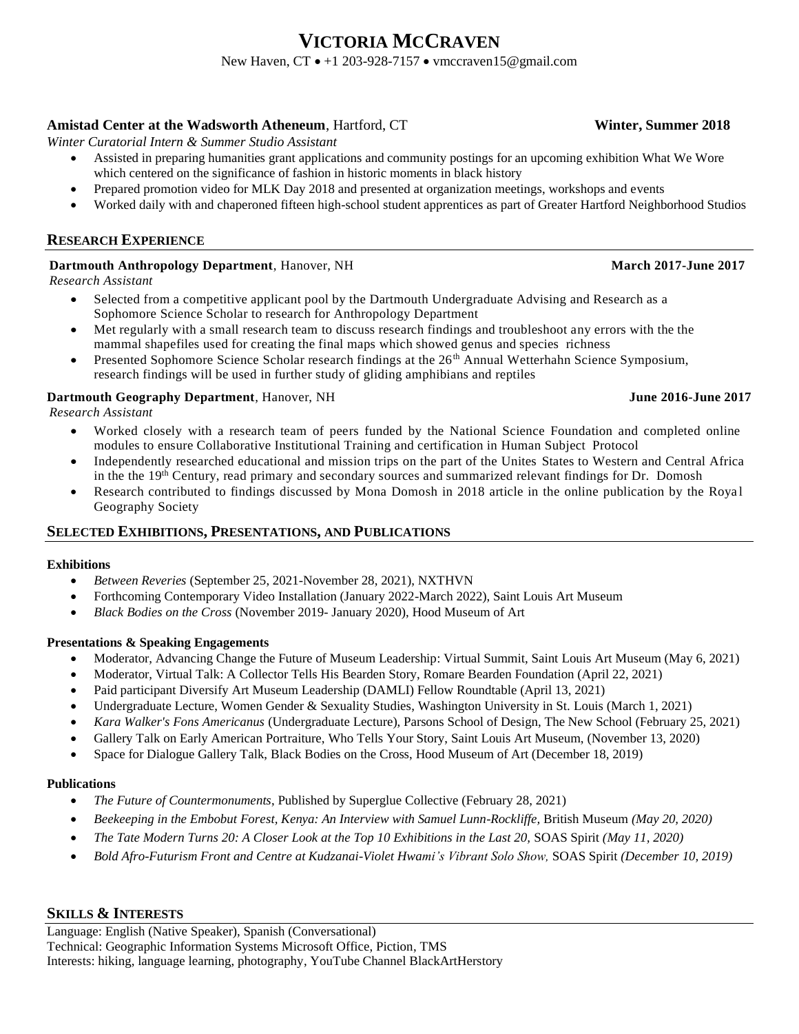# VICTORIA MCCRAVEN

New Haven, CT • +1 203-928-7157 • vmccraven15@gmail.com

**Amistad Center at the Wadsworth Atheneum**, Hartford, CT **Winter, Summer 2018**

*Winter Curatorial Intern & Summer Studio Assistant*

- Assisted in preparing humanities grant applications and community postings for an upcoming exhibition What We Wore which centered on the significance of fashion in historic moments in black history
- Prepared promotion video for MLK Day 2018 and presented at organization meetings, workshops and events
- Worked daily with and chaperoned fifteen high-school student apprentices as part of Greater Hartford Neighborhood Studios

## RESEARCH EXPERIENCE

**Dartmouth Anthropology Department**, Hanover, NH **March 2017-June 2017**

*Research Assistant*

- Selected from a competitive applicant pool by the Dartmouth Undergraduate Advising and Research as a Sophomore Science Scholar to research for Anthropology Department
- Met regularly with a small research team to discuss research findings and troubleshoot any errors with the the mammal shapefiles used for creating the final maps which showed genus and species richness
- Presented Sophomore Science Scholar research findings at the 26th Annual Wetterhahn Science Symposium, research findings will be used in further study of gliding amphibians and reptiles

**Dartmouth Geography Department**, Hanover, NH **June 2016-June 2017**

*Research Assistant*

- Worked closely with a research team of peers funded by the National Science Foundation and completed online modules to ensure Collaborative Institutional Training and certification in Human Subject Protocol
- Independently researched educational and mission trips on the part of the Unites States to Western and Central Africa in the the 19th Century, read primary and secondary sources and summarized relevant findings for Dr. Domosh
- Research contributed to findings discussed by Mona Domosh in 2018 article in the online publication by the Royal Geography Society

## SELECTED EXHIBITIONS, PRESENTATIONS, AND PUBLICATIONS

**Exhibitions**

- *Between Reveries* (September 25, 2021-November 28, 2021), NXTHVN
- Forthcoming Contemporary Video Installation (January 2022-March 2022), Saint Louis Art Museum
- *Black Bodies on the Cross* (November 2019- January 2020), Hood Museum of Art

**Presentations & Speaking Engagements**

- Moderator, Advancing Change the Future of Museum Leadership: Virtual Summit, Saint Louis Art Museum (May 6, 2021)
- Moderator, Virtual Talk: A Collector Tells His Bearden Story, Romare Bearden Foundation (April 22, 2021)
- Paid participant Diversify Art Museum Leadership (DAMLI) Fellow Roundtable (April 13, 2021)
- Undergraduate Lecture, Women Gender & Sexuality Studies, Washington University in St. Louis (March 1, 2021)
- *Kara Walker's Fons Americanus* (Undergraduate Lecture), Parsons School of Design, The New School (February 25, 2021)
- Gallery Talk on Early American Portraiture, Who Tells Your Story, Saint Louis Art Museum, (November 13, 2020)
- Space for Dialogue Gallery Talk, Black Bodies on the Cross, Hood Museum of Art (December 18, 2019)

**Publications**

- *The Future of Countermonuments*, Published by Superglue Collective (February 28, 2021)
- *Beekeeping in the Embobut Forest, Kenya: An Interview with Samuel Lunn-Rockliffe,* British Museum *(May 20, 2020)*
- *The Tate Modern Turns 20: A Closer Look at the Top 10 Exhibitions in the Last 20,* SOAS Spirit *(May 11, 2020)*
- *Bold Afro-Futurism Front and Centre at Kudzanai-Violet Hwami's Vibrant Solo Show,* SOAS Spirit *(December 10, 2019)*

## SKILLS & INTERESTS

Language: English (Native Speaker), Spanish (Conversational)
Technical: Geographic Information Systems Microsoft Office, Piction, TMS
Interests: hiking, language learning, photography, YouTube Channel BlackArtHerstory